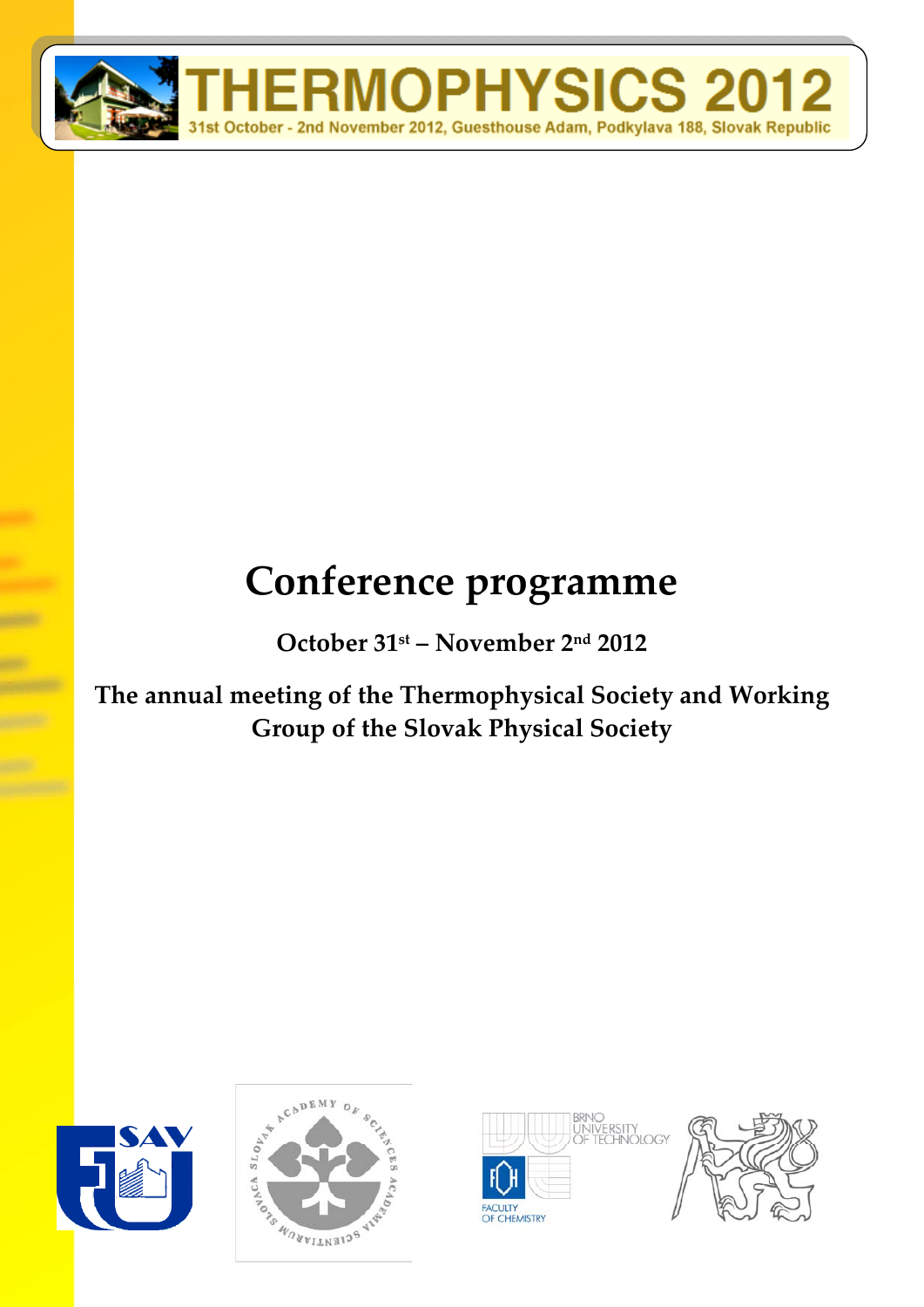# THERMOPHYSICS 2012

31st October - 2nd November 2012, Guesthouse Adam, Podkylava 188, Slovak Republic

# Conference programme

**October 31st – November 2nd 2012**

**The annual meeting of the Thermophysical Society and Working Group of the Slovak Physical Society**

BRNO UNIVERSITY OF TECHNOLOGY

FACULTY OF CHEMISTRY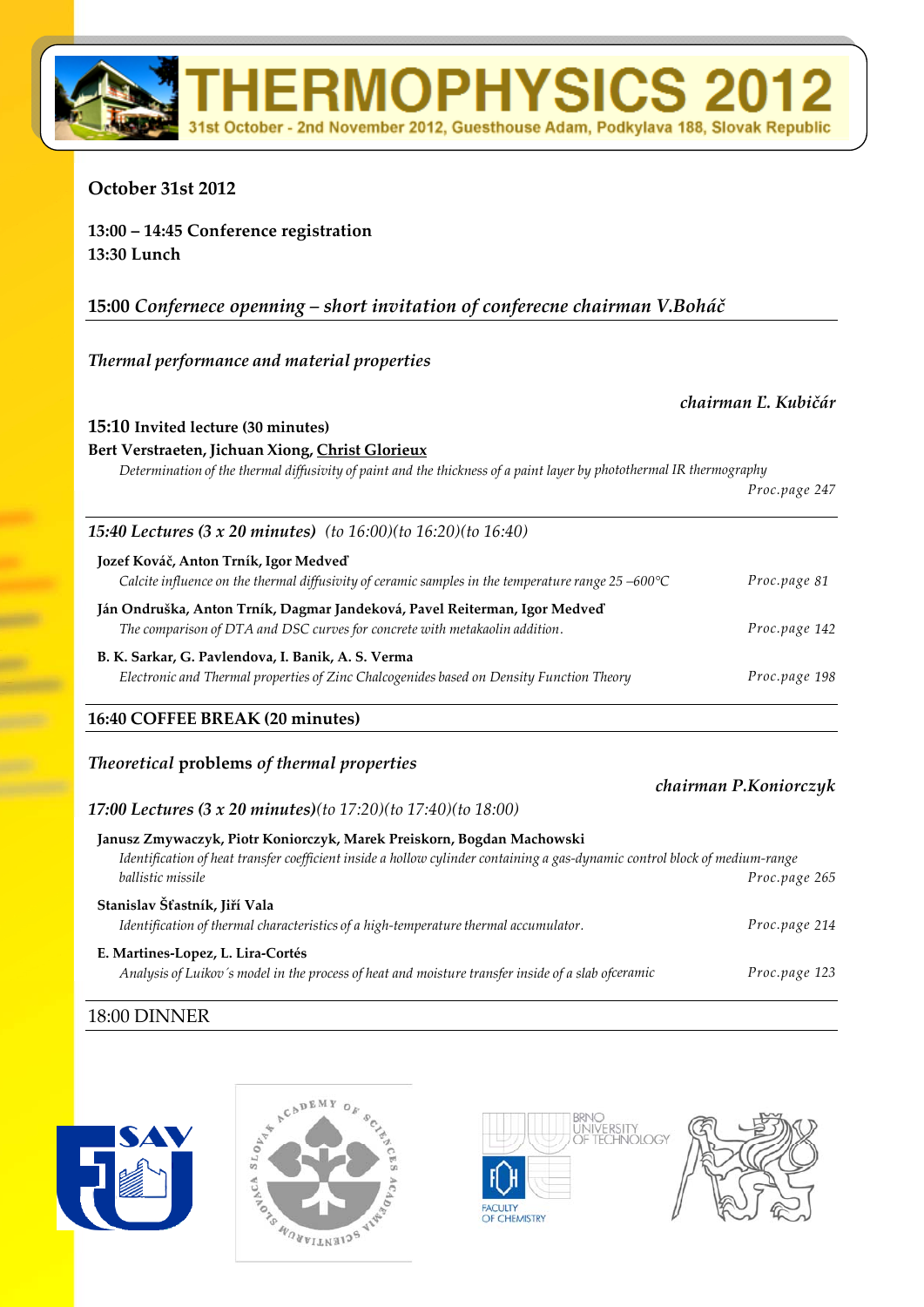# THERMOPHYSICS 2012

31st October - 2nd November 2012, Guesthouse Adam, Podkylava 188, Slovak Republic

## October 31st 2012

**13:00 – 14:45 Conference registration**
**13:30 Lunch**

**15:00** *Confernece openning – short invitation of conferecne chairman V.Boháč*

---

### *Thermal performance and material properties*

*chairman Ľ. Kubičár*

**15:10 Invited lecture (30 minutes)**
**Bert Verstraeten, Jichuan Xiong, Christ Glorieux**
*Determination of the thermal diffusivity of paint and the thickness of a paint layer by photothermal IR thermography*
*Proc.page 247*

---

***15:40 Lectures (3 x 20 minutes)*** *(to 16:00)(to 16:20)(to 16:40)*

**Jozef Kováč, Anton Trník, Igor Medveď**
*Calcite influence on the thermal diffusivity of ceramic samples in the temperature range 25 –600°C* — *Proc.page 81*

**Ján Ondruška, Anton Trník, Dagmar Jandeková, Pavel Reiterman, Igor Medveď**
*The comparison of DTA and DSC curves for concrete with metakaolin addition.* — *Proc.page 142*

**B. K. Sarkar, G. Pavlendova, I. Banik, A. S. Verma**
*Electronic and Thermal properties of Zinc Chalcogenides based on Density Function Theory* — *Proc.page 198*

**16:40 COFFEE BREAK (20 minutes)**

---

### *Theoretical* problems *of thermal properties*

*chairman P.Koniorczyk*

***17:00 Lectures (3 x 20 minutes)****(to 17:20)(to 17:40)(to 18:00)*

**Janusz Zmywaczyk, Piotr Koniorczyk, Marek Preiskorn, Bogdan Machowski**
*Identification of heat transfer coefficient inside a hollow cylinder containing a gas-dynamic control block of medium-range ballistic missile* — *Proc.page 265*

**Stanislav Šťastník, Jiří Vala**
*Identification of thermal characteristics of a high-temperature thermal accumulator.* — *Proc.page 214*

**E. Martines-Lopez, L. Lira-Cortés**
*Analysis of Luikov´s model in the process of heat and moisture transfer inside of a slab ofceramic* — *Proc.page 123*

18:00 DINNER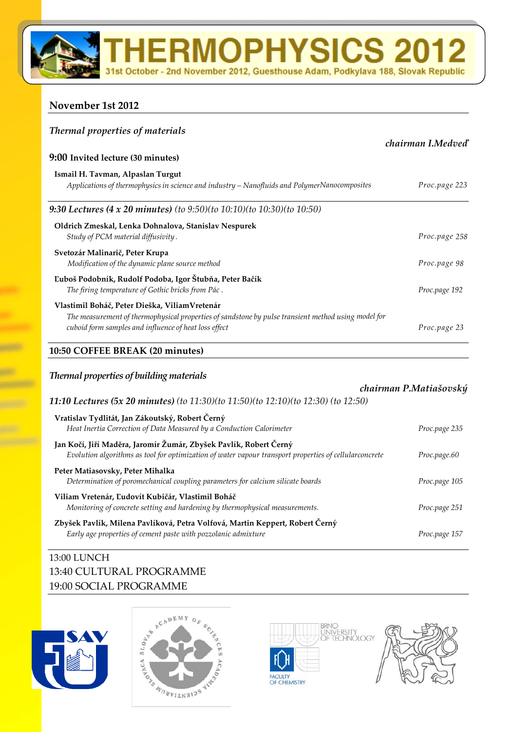## November 1st 2012

### *Thermal properties of materials*

*chairman I.Medveď*

**9:00 Invited lecture (30 minutes)**

**Ismail H. Tavman, Alpaslan Turgut**
*Applications of thermophysics in science and industry – Nanofluids and PolymerNanocomposites* — Proc.page 223

***9:30 Lectures (4 x 20 minutes)*** *(to 9:50)(to 10:10)(to 10:30)(to 10:50)*

**Oldrich Zmeskal, Lenka Dohnalova, Stanislav Nespurek**
*Study of PCM material diffusivity.* — Proc.page 258

**Svetozár Malinarič, Peter Krupa**
*Modification of the dynamic plane source method* — Proc.page 98

**Ľuboš Podobník, Rudolf Podoba, Igor Štubňa, Peter Bačík**
*The firing temperature of Gothic bricks from Pác .* — Proc.page 192

**Vlastimil Boháč, Peter Dieška, ViliamVretenár**
*The measurement of thermophysical properties of sandstone by pulse transient method using model for cuboid form samples and influence of heat loss effect* — Proc.page 23

**10:50 COFFEE BREAK (20 minutes)**

### *Thermal properties of building materials*

*chairman P.Matiašovský*

***11:10 Lectures (5x 20 minutes)*** *(to 11:30)(to 11:50)(to 12:10)(to 12:30) (to 12:50)*

**Vratislav Tydlitát, Jan Zákoutský, Robert Černý**
*Heat Inertia Correction of Data Measured by a Conduction Calorimeter* — Proc.page 235

**Jan Kočí, Jiří Maděra, Jaromír Žumár, Zbyšek Pavlík, Robert Černý**
*Evolution algorithms as tool for optimization of water vapour transport properties of cellularconcrete* — Proc.page.60

**Peter Matiasovsky, Peter Mihalka**
*Determination of poromechanical coupling parameters for calcium silicate boards* — Proc.page 105

**Viliam Vretenár, Ľudovít Kubičár, Vlastimil Boháč**
*Monitoring of concrete setting and hardening by thermophysical measurements.* — Proc.page 251

**Zbyšek Pavlík, Milena Pavlíková, Petra Volfová, Martin Keppert, Robert Černý**
*Early age properties of cement paste with pozzolanic admixture* — Proc.page 157

13:00 LUNCH
13:40 CULTURAL PROGRAMME
19:00 SOCIAL PROGRAMME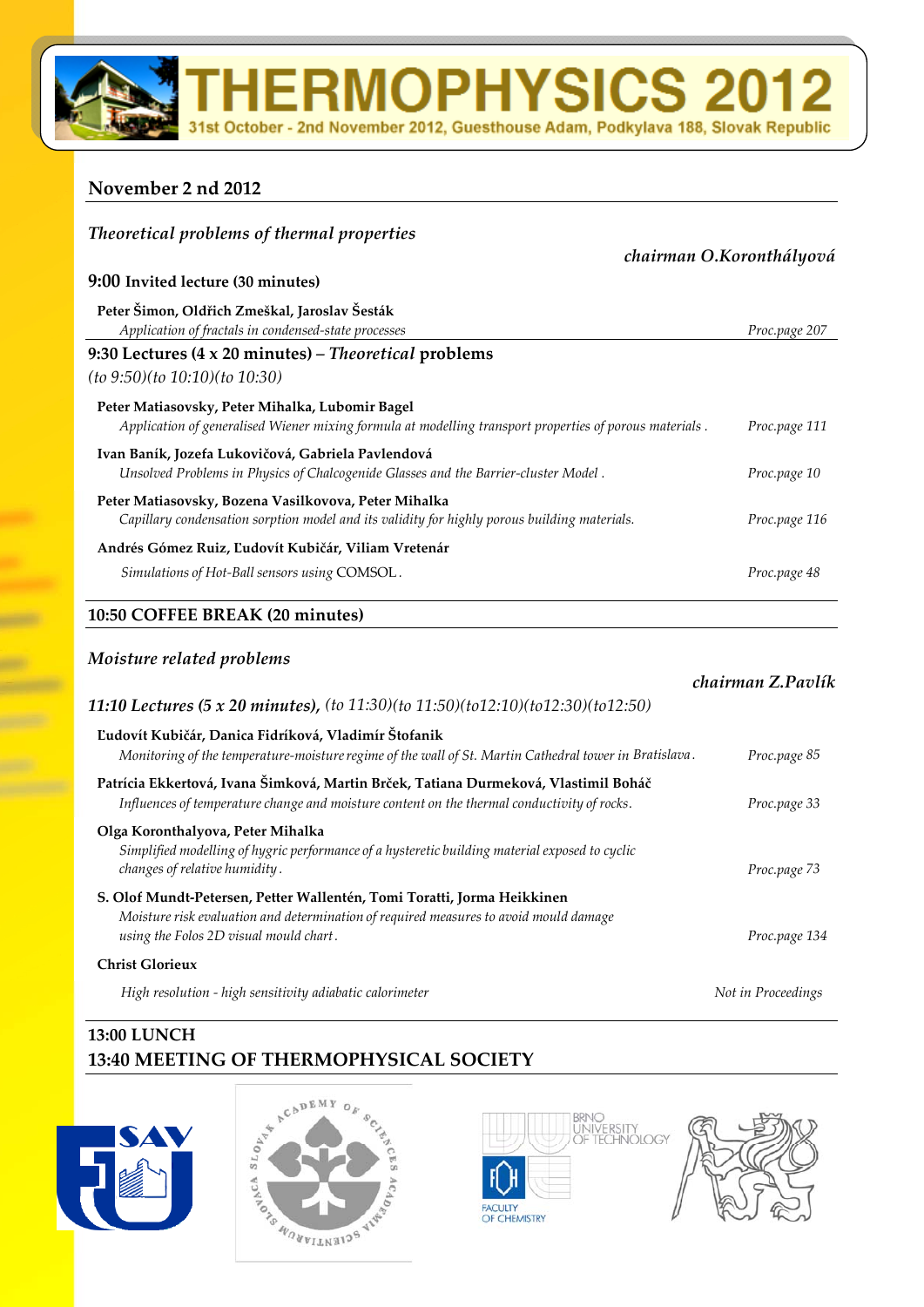# THERMOPHYSICS 2012

31st October - 2nd November 2012, Guesthouse Adam, Podkylava 188, Slovak Republic

## November 2 nd 2012

### *Theoretical problems of thermal properties*

*chairman O.Koronthályová*

**9:00 Invited lecture (30 minutes)**

**Peter Šimon, Oldřich Zmeškal, Jaroslav Šesták**
*Application of fractals in condensed-state processes* — *Proc.page 207*

**9:30 Lectures (4 x 20 minutes) – *Theoretical* problems**
*(to 9:50)(to 10:10)(to 10:30)*

**Peter Matiasovsky, Peter Mihalka, Lubomir Bagel**
*Application of generalised Wiener mixing formula at modelling transport properties of porous materials .* — *Proc.page 111*

**Ivan Baník, Jozefa Lukovičová, Gabriela Pavlendová**
*Unsolved Problems in Physics of Chalcogenide Glasses and the Barrier-cluster Model .* — *Proc.page 10*

**Peter Matiasovsky, Bozena Vasilkovova, Peter Mihalka**
*Capillary condensation sorption model and its validity for highly porous building materials.* — *Proc.page 116*

**Andrés Gómez Ruiz, Ľudovít Kubičár, Viliam Vretenár**
*Simulations of Hot-Ball sensors using* COMSOL*.* — *Proc.page 48*

**10:50 COFFEE BREAK (20 minutes)**

### *Moisture related problems*

*chairman Z.Pavlík*

***11:10 Lectures (5 x 20 minutes),*** *(to 11:30)(to 11:50)(to12:10)(to12:30)(to12:50)*

**Ľudovít Kubičár, Danica Fidríková, Vladimír Štofanik**
*Monitoring of the temperature-moisture regime of the wall of St. Martin Cathedral tower in Bratislava .* — *Proc.page 85*

**Patrícia Ekkertová, Ivana Šimková, Martin Brček, Tatiana Durmeková, Vlastimil Boháč**
*Influences of temperature change and moisture content on the thermal conductivity of rocks.* — *Proc.page 33*

**Olga Koronthalyova, Peter Mihalka**
*Simplified modelling of hygric performance of a hysteretic building material exposed to cyclic changes of relative humidity .* — *Proc.page 73*

**S. Olof Mundt-Petersen, Petter Wallentén, Tomi Toratti, Jorma Heikkinen**
*Moisture risk evaluation and determination of required measures to avoid mould damage using the Folos 2D visual mould chart .* — *Proc.page 134*

**Christ Glorieux**
*High resolution - high sensitivity adiabatic calorimeter* — *Not in Proceedings*

**13:00 LUNCH**
**13:40 MEETING OF THERMOPHYSICAL SOCIETY**